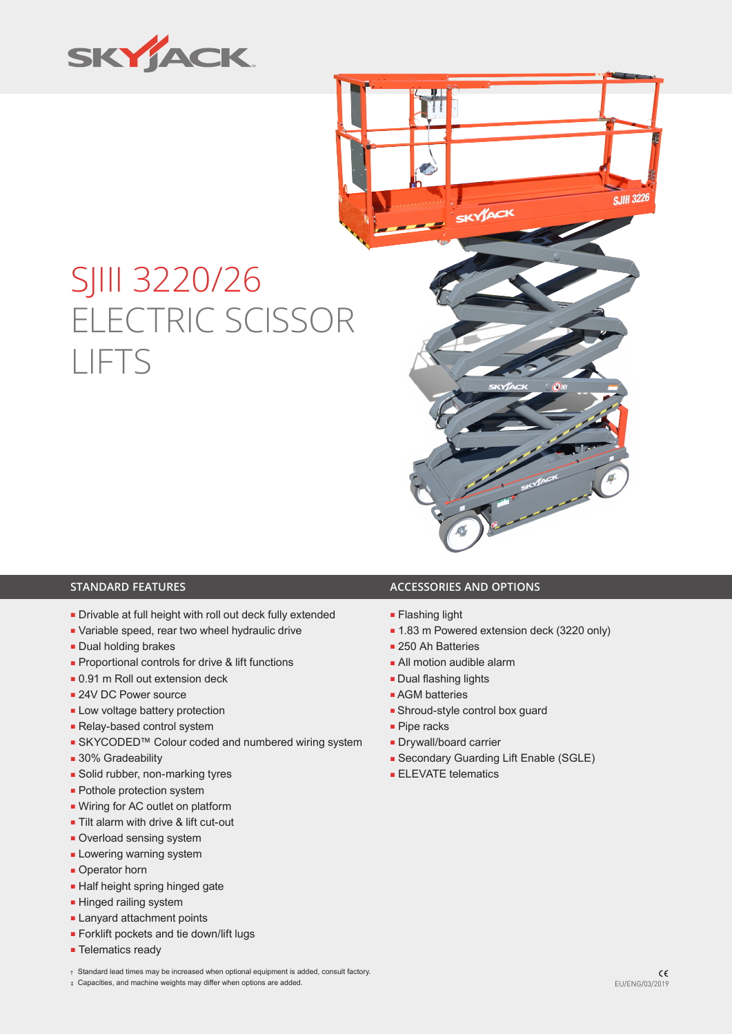# SJIII 3220/26 ELECTRIC SCISSOR LIFTS

## STANDARD FEATURES

- Drivable at full height with roll out deck fully extended
- Variable speed, rear two wheel hydraulic drive
- Dual holding brakes
- Proportional controls for drive & lift functions
- 0.91 m Roll out extension deck
- 24V DC Power source
- Low voltage battery protection
- Relay-based control system
- SKYCODED™ Colour coded and numbered wiring system
- 30% Gradeability
- Solid rubber, non-marking tyres
- Pothole protection system
- Wiring for AC outlet on platform
- Tilt alarm with drive & lift cut-out
- Overload sensing system
- Lowering warning system
- Operator horn
- Half height spring hinged gate
- Hinged railing system
- Lanyard attachment points
- Forklift pockets and tie down/lift lugs
- Telematics ready

## ACCESSORIES AND OPTIONS

- Flashing light
- 1.83 m Powered extension deck (3220 only)
- 250 Ah Batteries
- All motion audible alarm
- Dual flashing lights
- AGM batteries
- Shroud-style control box guard
- Pipe racks
- Drywall/board carrier
- Secondary Guarding Lift Enable (SGLE)
- ELEVATE telematics

† Standard lead times may be increased when optional equipment is added, consult factory.
‡ Capacities, and machine weights may differ when options are added.

EU/ENG/03/2019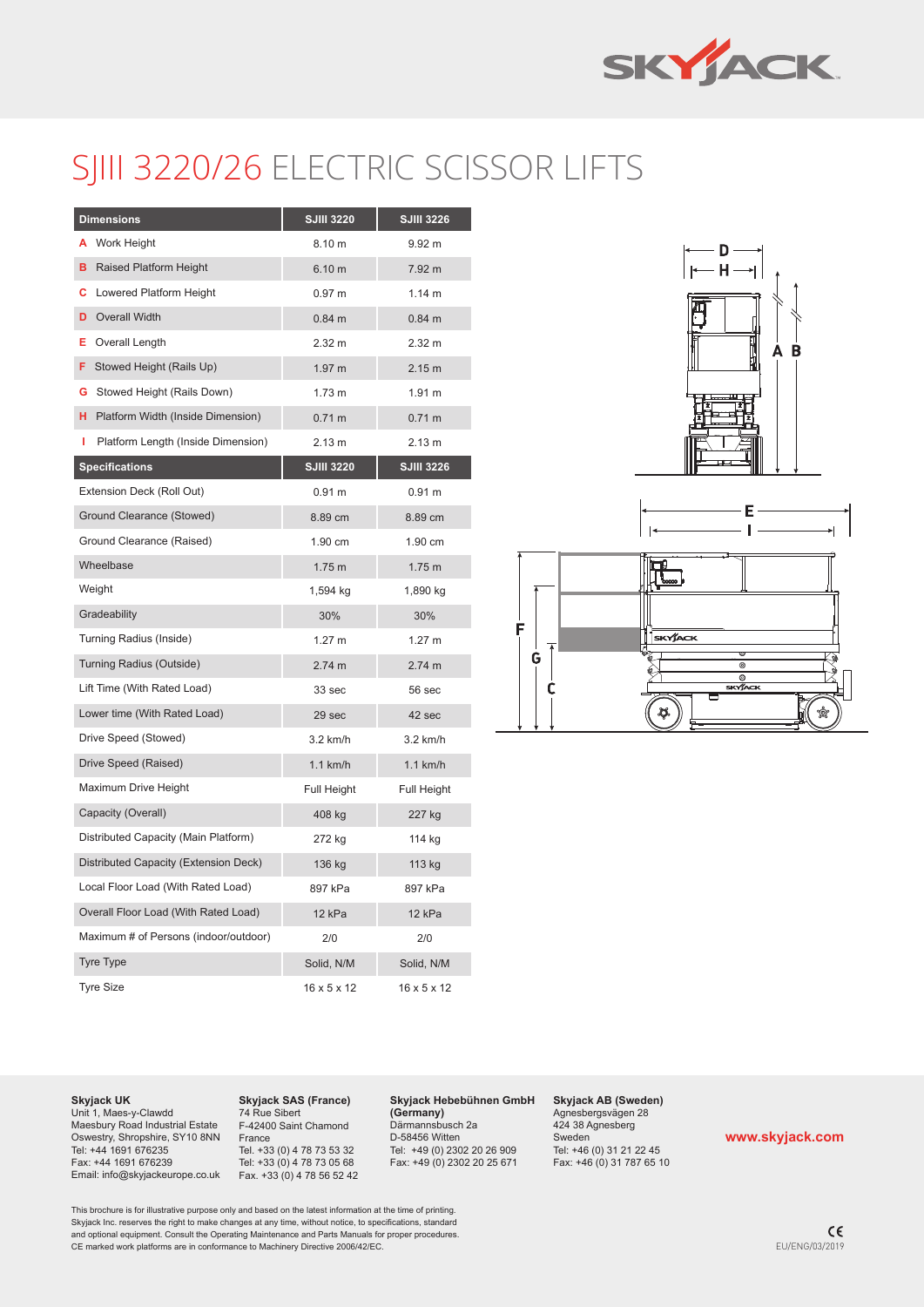# SJIII 3220/26 ELECTRIC SCISSOR LIFTS

| Dimensions | SJIII 3220 | SJIII 3226 |
|---|---|---|
| A Work Height | 8.10 m | 9.92 m |
| B Raised Platform Height | 6.10 m | 7.92 m |
| C Lowered Platform Height | 0.97 m | 1.14 m |
| D Overall Width | 0.84 m | 0.84 m |
| E Overall Length | 2.32 m | 2.32 m |
| F Stowed Height (Rails Up) | 1.97 m | 2.15 m |
| G Stowed Height (Rails Down) | 1.73 m | 1.91 m |
| H Platform Width (Inside Dimension) | 0.71 m | 0.71 m |
| I Platform Length (Inside Dimension) | 2.13 m | 2.13 m |
| **Specifications** | **SJIII 3220** | **SJIII 3226** |
| Extension Deck (Roll Out) | 0.91 m | 0.91 m |
| Ground Clearance (Stowed) | 8.89 cm | 8.89 cm |
| Ground Clearance (Raised) | 1.90 cm | 1.90 cm |
| Wheelbase | 1.75 m | 1.75 m |
| Weight | 1,594 kg | 1,890 kg |
| Gradeability | 30% | 30% |
| Turning Radius (Inside) | 1.27 m | 1.27 m |
| Turning Radius (Outside) | 2.74 m | 2.74 m |
| Lift Time (With Rated Load) | 33 sec | 56 sec |
| Lower time (With Rated Load) | 29 sec | 42 sec |
| Drive Speed (Stowed) | 3.2 km/h | 3.2 km/h |
| Drive Speed (Raised) | 1.1 km/h | 1.1 km/h |
| Maximum Drive Height | Full Height | Full Height |
| Capacity (Overall) | 408 kg | 227 kg |
| Distributed Capacity (Main Platform) | 272 kg | 114 kg |
| Distributed Capacity (Extension Deck) | 136 kg | 113 kg |
| Local Floor Load (With Rated Load) | 897 kPa | 897 kPa |
| Overall Floor Load (With Rated Load) | 12 kPa | 12 kPa |
| Maximum # of Persons (indoor/outdoor) | 2/0 | 2/0 |
| Tyre Type | Solid, N/M | Solid, N/M |
| Tyre Size | 16 x 5 x 12 | 16 x 5 x 12 |

D
H
A B
E
I
F
G
C

**Skyjack UK**
Unit 1, Maes-y-Clawdd
Maesbury Road Industrial Estate
Oswestry, Shropshire, SY10 8NN
Tel: +44 1691 676235
Fax: +44 1691 676239
Email: info@skyjackeurope.co.uk

**Skyjack SAS (France)**
74 Rue Sibert
F-42400 Saint Chamond
France
Tel. +33 (0) 4 78 73 53 32
Tel: +33 (0) 4 78 73 05 68
Fax. +33 (0) 4 78 56 52 42

**Skyjack Hebebühnen GmbH (Germany)**
Därmannsbusch 2a
D-58456 Witten
Tel: +49 (0) 2302 20 26 909
Fax: +49 (0) 2302 20 25 671

**Skyjack AB (Sweden)**
Agnesbergsvägen 28
424 38 Agnesberg
Sweden
Tel: +46 (0) 31 21 22 45
Fax: +46 (0) 31 787 65 10

**www.skyjack.com**

This brochure is for illustrative purpose only and based on the latest information at the time of printing. Skyjack Inc. reserves the right to make changes at any time, without notice, to specifications, standard and optional equipment. Consult the Operating Maintenance and Parts Manuals for proper procedures. CE marked work platforms are in conformance to Machinery Directive 2006/42/EC.

CE
EU/ENG/03/2019